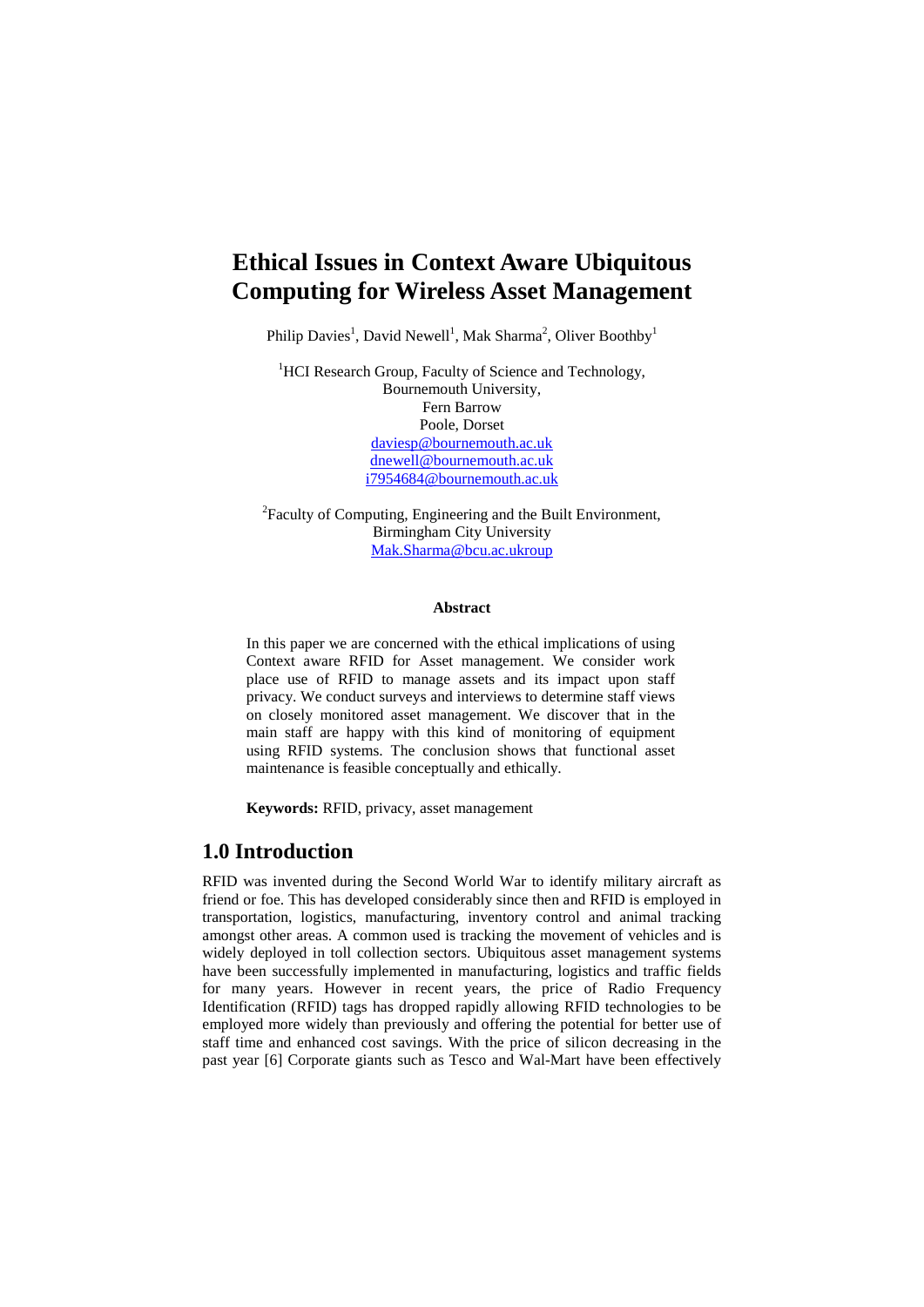# Ethical Issues in Context Aware Ubiquitous Computing for Wireless Asset Management

Philip Davies[1], David Newell[1], Mak Sharma[2], Oliver Boothby[1]

[1]HCI Research Group, Faculty of Science and Technology,
Bournemouth University,
Fern Barrow
Poole, Dorset
daviesp@bournemouth.ac.uk
dnewell@bournemouth.ac.uk
i7954684@bournemouth.ac.uk

[2]Faculty of Computing, Engineering and the Built Environment,
Birmingham City University
Mak.Sharma@bcu.ac.ukroup

**Abstract**

In this paper we are concerned with the ethical implications of using Context aware RFID for Asset management. We consider work place use of RFID to manage assets and its impact upon staff privacy. We conduct surveys and interviews to determine staff views on closely monitored asset management. We discover that in the main staff are happy with this kind of monitoring of equipment using RFID systems. The conclusion shows that functional asset maintenance is feasible conceptually and ethically.

**Keywords:** RFID, privacy, asset management

## 1.0 Introduction

RFID was invented during the Second World War to identify military aircraft as friend or foe. This has developed considerably since then and RFID is employed in transportation, logistics, manufacturing, inventory control and animal tracking amongst other areas. A common used is tracking the movement of vehicles and is widely deployed in toll collection sectors. Ubiquitous asset management systems have been successfully implemented in manufacturing, logistics and traffic fields for many years. However in recent years, the price of Radio Frequency Identification (RFID) tags has dropped rapidly allowing RFID technologies to be employed more widely than previously and offering the potential for better use of staff time and enhanced cost savings. With the price of silicon decreasing in the past year [6] Corporate giants such as Tesco and Wal-Mart have been effectively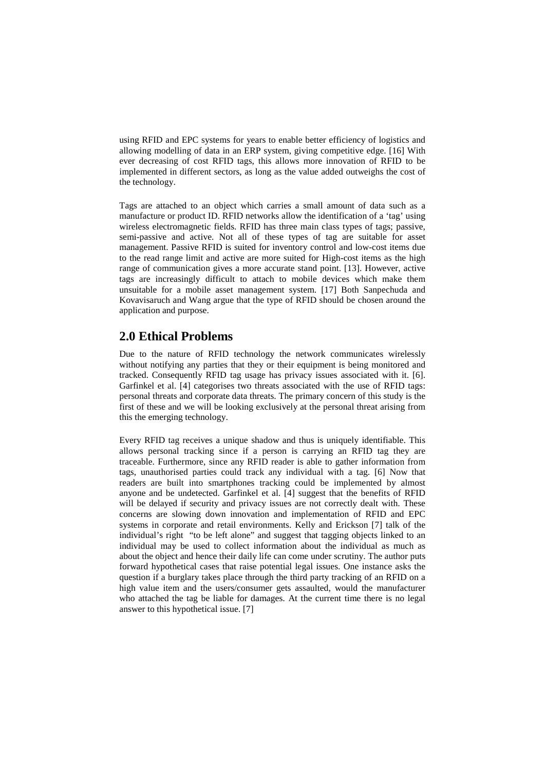using RFID and EPC systems for years to enable better efficiency of logistics and allowing modelling of data in an ERP system, giving competitive edge. [16] With ever decreasing of cost RFID tags, this allows more innovation of RFID to be implemented in different sectors, as long as the value added outweighs the cost of the technology.

Tags are attached to an object which carries a small amount of data such as a manufacture or product ID. RFID networks allow the identification of a 'tag' using wireless electromagnetic fields. RFID has three main class types of tags; passive, semi-passive and active. Not all of these types of tag are suitable for asset management. Passive RFID is suited for inventory control and low-cost items due to the read range limit and active are more suited for High-cost items as the high range of communication gives a more accurate stand point. [13]. However, active tags are increasingly difficult to attach to mobile devices which make them unsuitable for a mobile asset management system. [17] Both Sanpechuda and Kovavisaruch and Wang argue that the type of RFID should be chosen around the application and purpose.

## 2.0 Ethical Problems

Due to the nature of RFID technology the network communicates wirelessly without notifying any parties that they or their equipment is being monitored and tracked. Consequently RFID tag usage has privacy issues associated with it. [6]. Garfinkel et al. [4] categorises two threats associated with the use of RFID tags: personal threats and corporate data threats. The primary concern of this study is the first of these and we will be looking exclusively at the personal threat arising from this the emerging technology.

Every RFID tag receives a unique shadow and thus is uniquely identifiable. This allows personal tracking since if a person is carrying an RFID tag they are traceable. Furthermore, since any RFID reader is able to gather information from tags, unauthorised parties could track any individual with a tag. [6] Now that readers are built into smartphones tracking could be implemented by almost anyone and be undetected. Garfinkel et al. [4] suggest that the benefits of RFID will be delayed if security and privacy issues are not correctly dealt with. These concerns are slowing down innovation and implementation of RFID and EPC systems in corporate and retail environments. Kelly and Erickson [7] talk of the individual's right "to be left alone" and suggest that tagging objects linked to an individual may be used to collect information about the individual as much as about the object and hence their daily life can come under scrutiny. The author puts forward hypothetical cases that raise potential legal issues. One instance asks the question if a burglary takes place through the third party tracking of an RFID on a high value item and the users/consumer gets assaulted, would the manufacturer who attached the tag be liable for damages. At the current time there is no legal answer to this hypothetical issue. [7]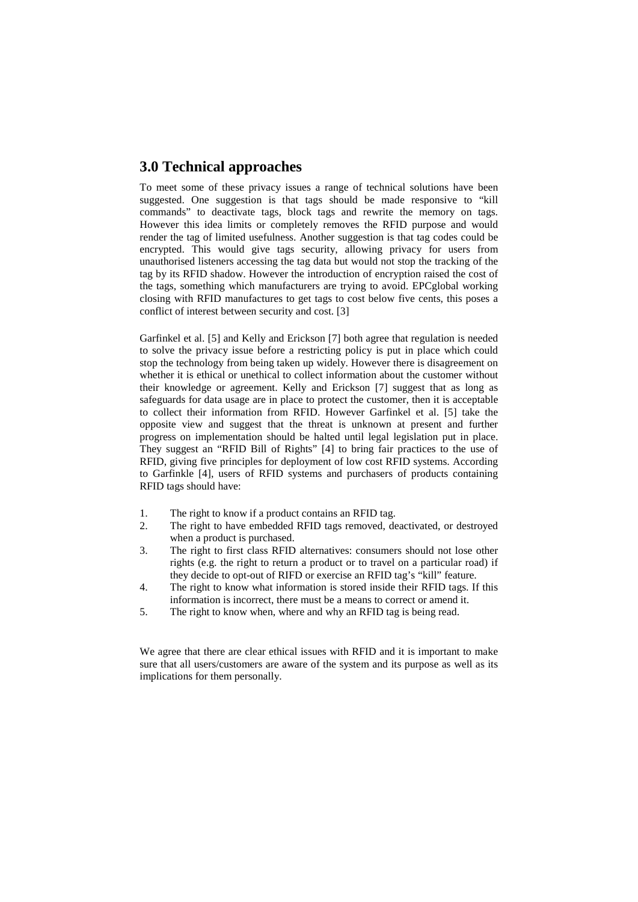## 3.0 Technical approaches

To meet some of these privacy issues a range of technical solutions have been suggested. One suggestion is that tags should be made responsive to "kill commands" to deactivate tags, block tags and rewrite the memory on tags. However this idea limits or completely removes the RFID purpose and would render the tag of limited usefulness. Another suggestion is that tag codes could be encrypted. This would give tags security, allowing privacy for users from unauthorised listeners accessing the tag data but would not stop the tracking of the tag by its RFID shadow. However the introduction of encryption raised the cost of the tags, something which manufacturers are trying to avoid. EPCglobal working closing with RFID manufactures to get tags to cost below five cents, this poses a conflict of interest between security and cost. [3]

Garfinkel et al. [5] and Kelly and Erickson [7] both agree that regulation is needed to solve the privacy issue before a restricting policy is put in place which could stop the technology from being taken up widely. However there is disagreement on whether it is ethical or unethical to collect information about the customer without their knowledge or agreement. Kelly and Erickson [7] suggest that as long as safeguards for data usage are in place to protect the customer, then it is acceptable to collect their information from RFID. However Garfinkel et al. [5] take the opposite view and suggest that the threat is unknown at present and further progress on implementation should be halted until legal legislation put in place. They suggest an "RFID Bill of Rights" [4] to bring fair practices to the use of RFID, giving five principles for deployment of low cost RFID systems. According to Garfinkle [4], users of RFID systems and purchasers of products containing RFID tags should have:

1. The right to know if a product contains an RFID tag.
2. The right to have embedded RFID tags removed, deactivated, or destroyed when a product is purchased.
3. The right to first class RFID alternatives: consumers should not lose other rights (e.g. the right to return a product or to travel on a particular road) if they decide to opt-out of RIFD or exercise an RFID tag's "kill" feature.
4. The right to know what information is stored inside their RFID tags. If this information is incorrect, there must be a means to correct or amend it.
5. The right to know when, where and why an RFID tag is being read.

We agree that there are clear ethical issues with RFID and it is important to make sure that all users/customers are aware of the system and its purpose as well as its implications for them personally.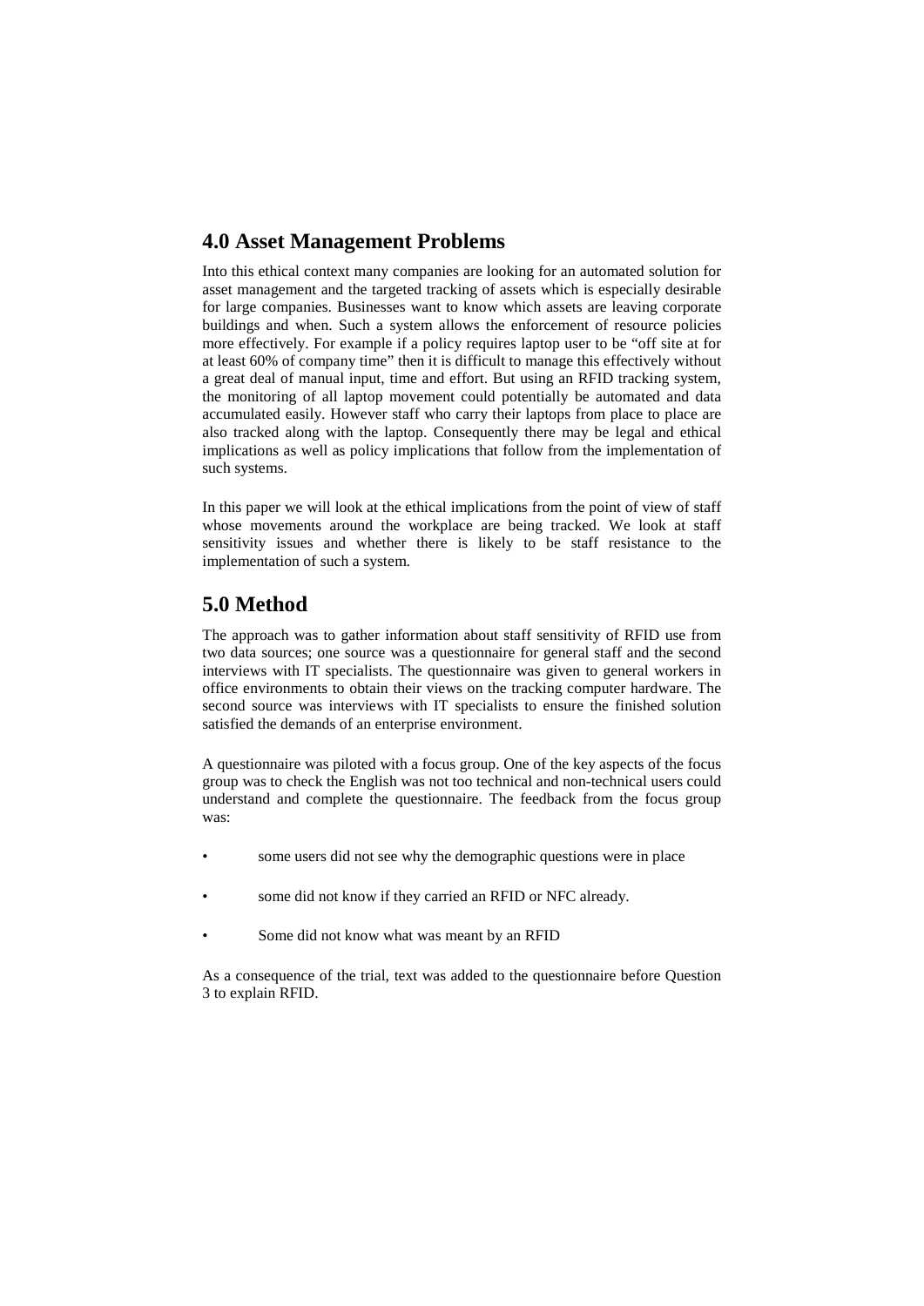## 4.0 Asset Management Problems

Into this ethical context many companies are looking for an automated solution for asset management and the targeted tracking of assets which is especially desirable for large companies. Businesses want to know which assets are leaving corporate buildings and when. Such a system allows the enforcement of resource policies more effectively. For example if a policy requires laptop user to be "off site at for at least 60% of company time" then it is difficult to manage this effectively without a great deal of manual input, time and effort. But using an RFID tracking system, the monitoring of all laptop movement could potentially be automated and data accumulated easily. However staff who carry their laptops from place to place are also tracked along with the laptop. Consequently there may be legal and ethical implications as well as policy implications that follow from the implementation of such systems.

In this paper we will look at the ethical implications from the point of view of staff whose movements around the workplace are being tracked. We look at staff sensitivity issues and whether there is likely to be staff resistance to the implementation of such a system.

## 5.0 Method

The approach was to gather information about staff sensitivity of RFID use from two data sources; one source was a questionnaire for general staff and the second interviews with IT specialists. The questionnaire was given to general workers in office environments to obtain their views on the tracking computer hardware. The second source was interviews with IT specialists to ensure the finished solution satisfied the demands of an enterprise environment.

A questionnaire was piloted with a focus group. One of the key aspects of the focus group was to check the English was not too technical and non-technical users could understand and complete the questionnaire. The feedback from the focus group was:

- some users did not see why the demographic questions were in place
- some did not know if they carried an RFID or NFC already.
- Some did not know what was meant by an RFID

As a consequence of the trial, text was added to the questionnaire before Question 3 to explain RFID.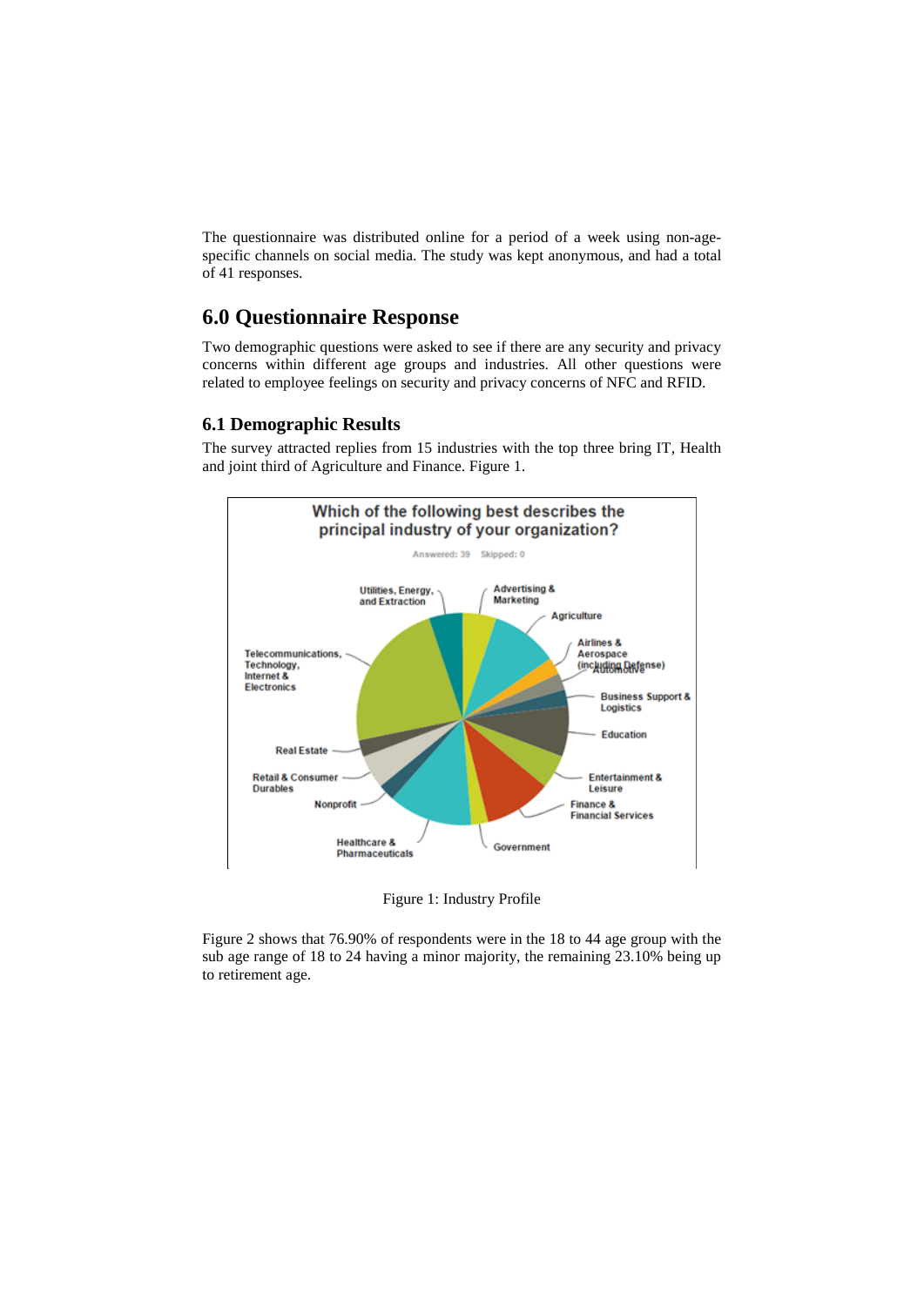The questionnaire was distributed online for a period of a week using non-age-specific channels on social media. The study was kept anonymous, and had a total of 41 responses.

## 6.0 Questionnaire Response

Two demographic questions were asked to see if there are any security and privacy concerns within different age groups and industries. All other questions were related to employee feelings on security and privacy concerns of NFC and RFID.

### 6.1 Demographic Results

The survey attracted replies from 15 industries with the top three bring IT, Health and joint third of Agriculture and Finance. Figure 1.

Figure 1: Industry Profile

Figure 2 shows that 76.90% of respondents were in the 18 to 44 age group with the sub age range of 18 to 24 having a minor majority, the remaining 23.10% being up to retirement age.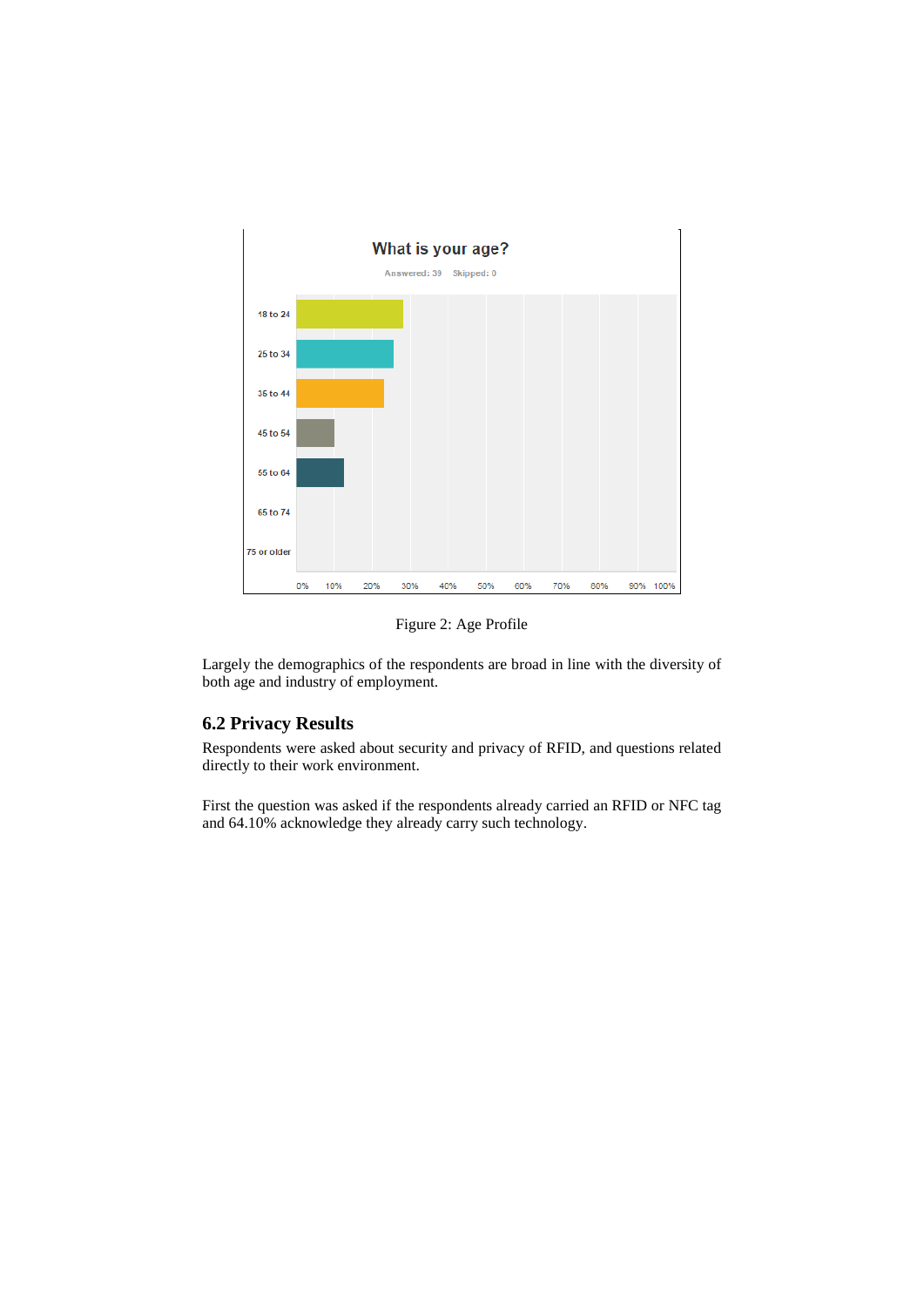Figure 2: Age Profile

Largely the demographics of the respondents are broad in line with the diversity of both age and industry of employment.

## 6.2 Privacy Results

Respondents were asked about security and privacy of RFID, and questions related directly to their work environment.

First the question was asked if the respondents already carried an RFID or NFC tag and 64.10% acknowledge they already carry such technology.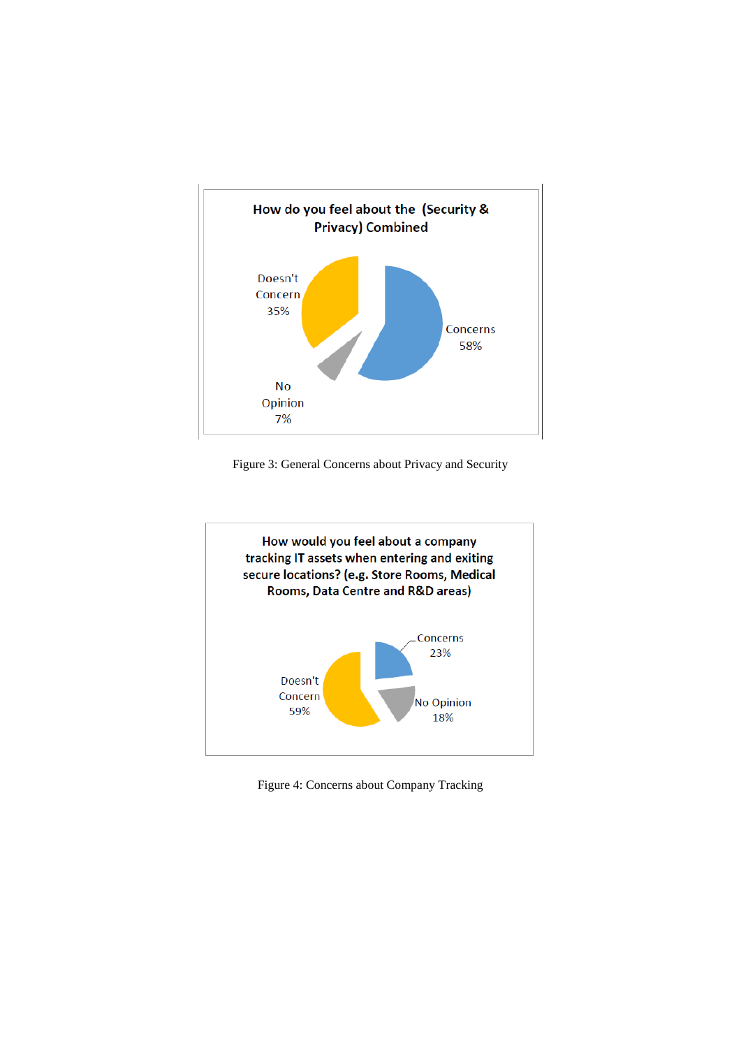How do you feel about the (Security & Privacy) Combined

Doesn't Concern 35%

Concerns 58%

No Opinion 7%

Figure 3: General Concerns about Privacy and Security

How would you feel about a company tracking IT assets when entering and exiting secure locations? (e.g. Store Rooms, Medical Rooms, Data Centre and R&D areas)

Concerns 23%

Doesn't Concern 59%

No Opinion 18%

Figure 4: Concerns about Company Tracking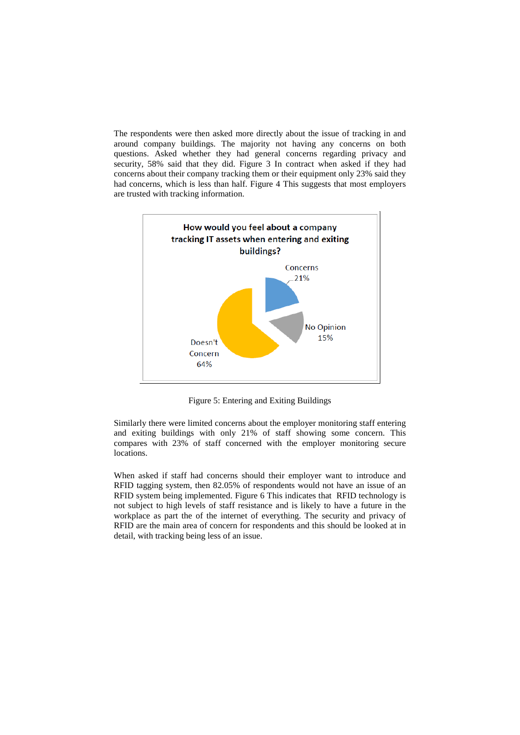The respondents were then asked more directly about the issue of tracking in and around company buildings. The majority not having any concerns on both questions. Asked whether they had general concerns regarding privacy and security, 58% said that they did. Figure 3 In contract when asked if they had concerns about their company tracking them or their equipment only 23% said they had concerns, which is less than half. Figure 4 This suggests that most employers are trusted with tracking information.

Figure 5: Entering and Exiting Buildings

Similarly there were limited concerns about the employer monitoring staff entering and exiting buildings with only 21% of staff showing some concern. This compares with 23% of staff concerned with the employer monitoring secure locations.

When asked if staff had concerns should their employer want to introduce and RFID tagging system, then 82.05% of respondents would not have an issue of an RFID system being implemented. Figure 6 This indicates that RFID technology is not subject to high levels of staff resistance and is likely to have a future in the workplace as part the of the internet of everything. The security and privacy of RFID are the main area of concern for respondents and this should be looked at in detail, with tracking being less of an issue.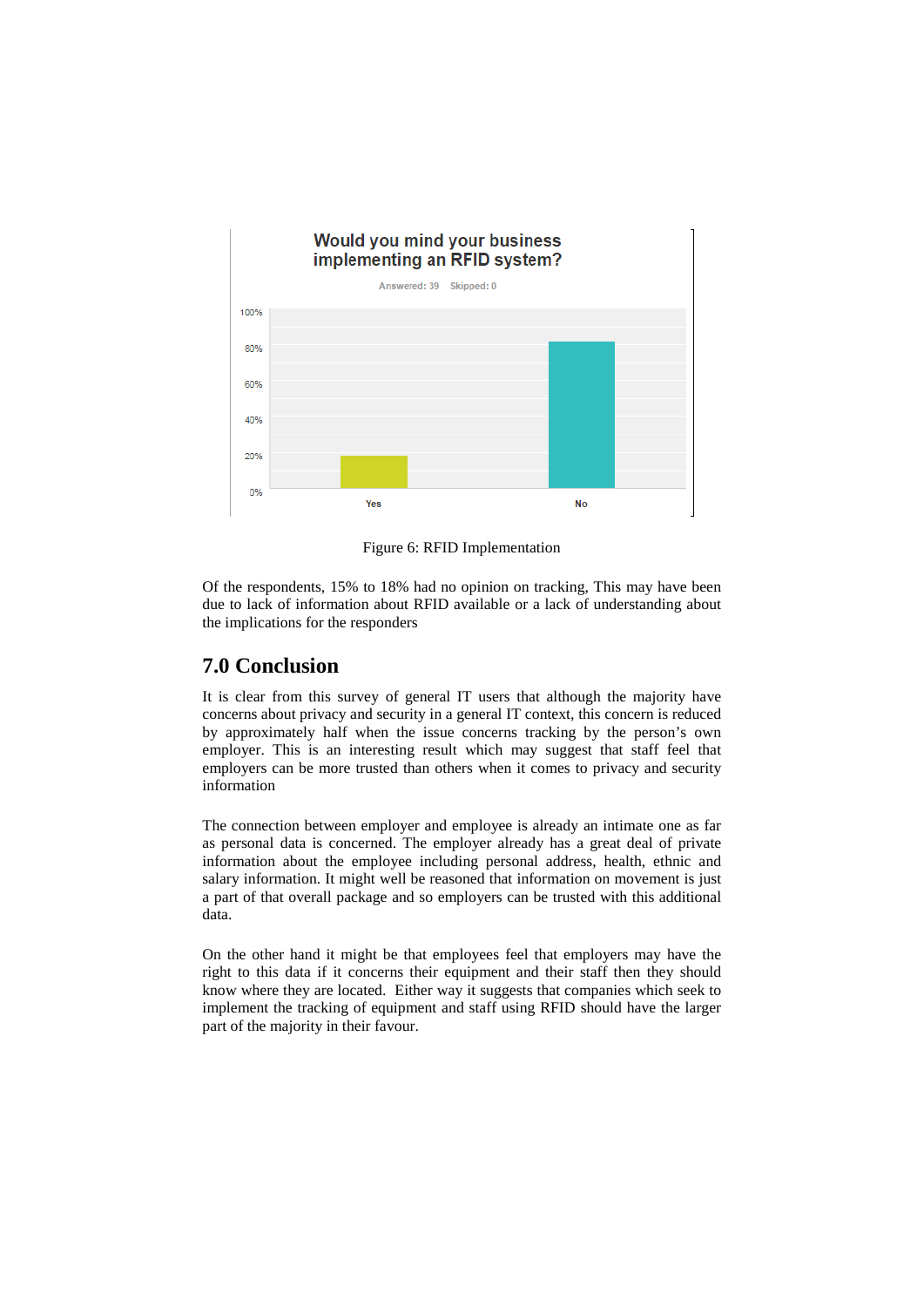Would you mind your business implementing an RFID system?

Answered: 39 Skipped: 0

Figure 6: RFID Implementation

Of the respondents, 15% to 18% had no opinion on tracking, This may have been due to lack of information about RFID available or a lack of understanding about the implications for the responders

## 7.0 Conclusion

It is clear from this survey of general IT users that although the majority have concerns about privacy and security in a general IT context, this concern is reduced by approximately half when the issue concerns tracking by the person's own employer. This is an interesting result which may suggest that staff feel that employers can be more trusted than others when it comes to privacy and security information

The connection between employer and employee is already an intimate one as far as personal data is concerned. The employer already has a great deal of private information about the employee including personal address, health, ethnic and salary information. It might well be reasoned that information on movement is just a part of that overall package and so employers can be trusted with this additional data.

On the other hand it might be that employees feel that employers may have the right to this data if it concerns their equipment and their staff then they should know where they are located. Either way it suggests that companies which seek to implement the tracking of equipment and staff using RFID should have the larger part of the majority in their favour.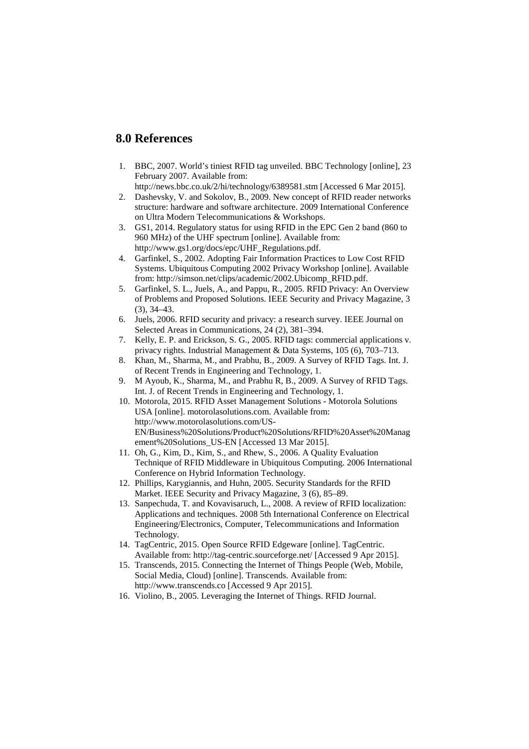## 8.0 References

1. BBC, 2007. World's tiniest RFID tag unveiled. BBC Technology [online], 23 February 2007. Available from: http://news.bbc.co.uk/2/hi/technology/6389581.stm [Accessed 6 Mar 2015].
2. Dashevsky, V. and Sokolov, B., 2009. New concept of RFID reader networks structure: hardware and software architecture. 2009 International Conference on Ultra Modern Telecommunications & Workshops.
3. GS1, 2014. Regulatory status for using RFID in the EPC Gen 2 band (860 to 960 MHz) of the UHF spectrum [online]. Available from: http://www.gs1.org/docs/epc/UHF_Regulations.pdf.
4. Garfinkel, S., 2002. Adopting Fair Information Practices to Low Cost RFID Systems. Ubiquitous Computing 2002 Privacy Workshop [online]. Available from: http://simson.net/clips/academic/2002.Ubicomp_RFID.pdf.
5. Garfinkel, S. L., Juels, A., and Pappu, R., 2005. RFID Privacy: An Overview of Problems and Proposed Solutions. IEEE Security and Privacy Magazine, 3 (3), 34–43.
6. Juels, 2006. RFID security and privacy: a research survey. IEEE Journal on Selected Areas in Communications, 24 (2), 381–394.
7. Kelly, E. P. and Erickson, S. G., 2005. RFID tags: commercial applications v. privacy rights. Industrial Management & Data Systems, 105 (6), 703–713.
8. Khan, M., Sharma, M., and Prabhu, B., 2009. A Survey of RFID Tags. Int. J. of Recent Trends in Engineering and Technology, 1.
9. M Ayoub, K., Sharma, M., and Prabhu R, B., 2009. A Survey of RFID Tags. Int. J. of Recent Trends in Engineering and Technology, 1.
10. Motorola, 2015. RFID Asset Management Solutions - Motorola Solutions USA [online]. motorolasolutions.com. Available from: http://www.motorolasolutions.com/US-EN/Business%20Solutions/Product%20Solutions/RFID%20Asset%20Management%20Solutions_US-EN [Accessed 13 Mar 2015].
11. Oh, G., Kim, D., Kim, S., and Rhew, S., 2006. A Quality Evaluation Technique of RFID Middleware in Ubiquitous Computing. 2006 International Conference on Hybrid Information Technology.
12. Phillips, Karygiannis, and Huhn, 2005. Security Standards for the RFID Market. IEEE Security and Privacy Magazine, 3 (6), 85–89.
13. Sanpechuda, T. and Kovavisaruch, L., 2008. A review of RFID localization: Applications and techniques. 2008 5th International Conference on Electrical Engineering/Electronics, Computer, Telecommunications and Information Technology.
14. TagCentric, 2015. Open Source RFID Edgeware [online]. TagCentric. Available from: http://tag-centric.sourceforge.net/ [Accessed 9 Apr 2015].
15. Transcends, 2015. Connecting the Internet of Things People (Web, Mobile, Social Media, Cloud) [online]. Transcends. Available from: http://www.transcends.co [Accessed 9 Apr 2015].
16. Violino, B., 2005. Leveraging the Internet of Things. RFID Journal.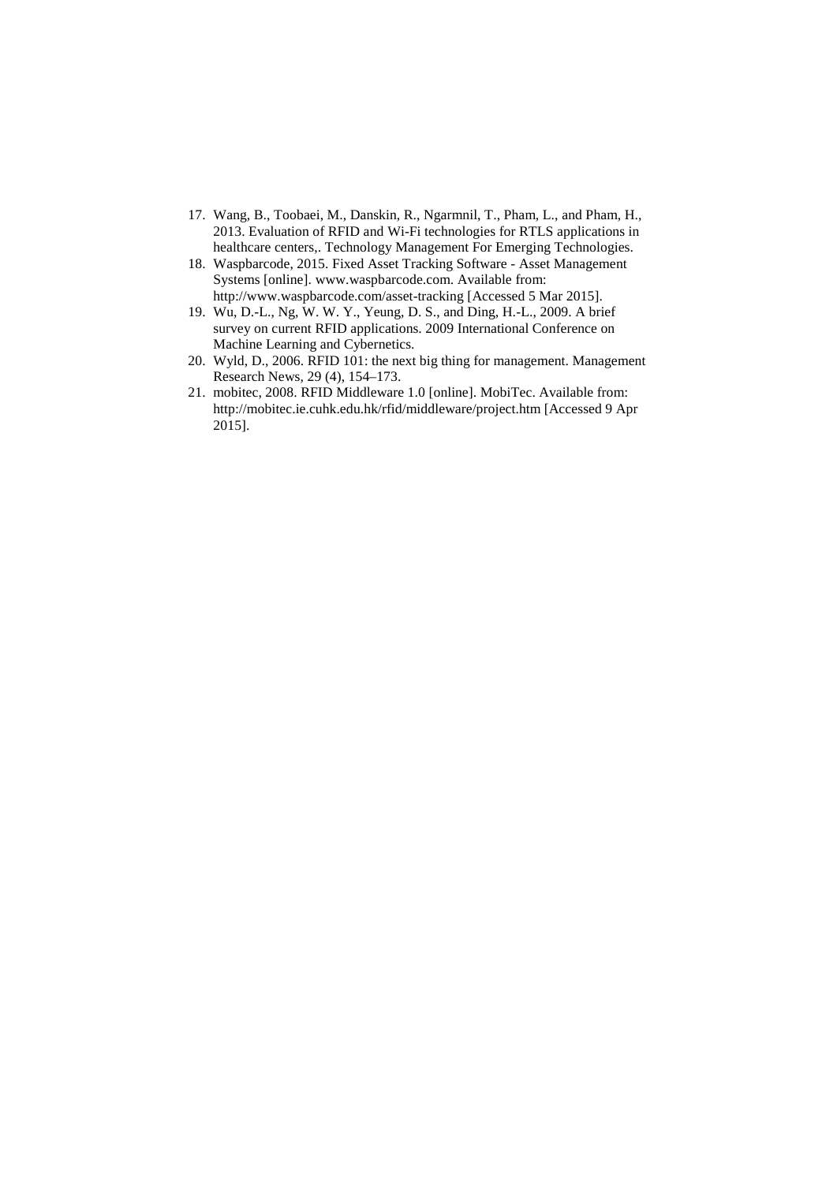17. Wang, B., Toobaei, M., Danskin, R., Ngarmnil, T., Pham, L., and Pham, H., 2013. Evaluation of RFID and Wi-Fi technologies for RTLS applications in healthcare centers,. Technology Management For Emerging Technologies.
18. Waspbarcode, 2015. Fixed Asset Tracking Software - Asset Management Systems [online]. www.waspbarcode.com. Available from: http://www.waspbarcode.com/asset-tracking [Accessed 5 Mar 2015].
19. Wu, D.-L., Ng, W. W. Y., Yeung, D. S., and Ding, H.-L., 2009. A brief survey on current RFID applications. 2009 International Conference on Machine Learning and Cybernetics.
20. Wyld, D., 2006. RFID 101: the next big thing for management. Management Research News, 29 (4), 154–173.
21. mobitec, 2008. RFID Middleware 1.0 [online]. MobiTec. Available from: http://mobitec.ie.cuhk.edu.hk/rfid/middleware/project.htm [Accessed 9 Apr 2015].